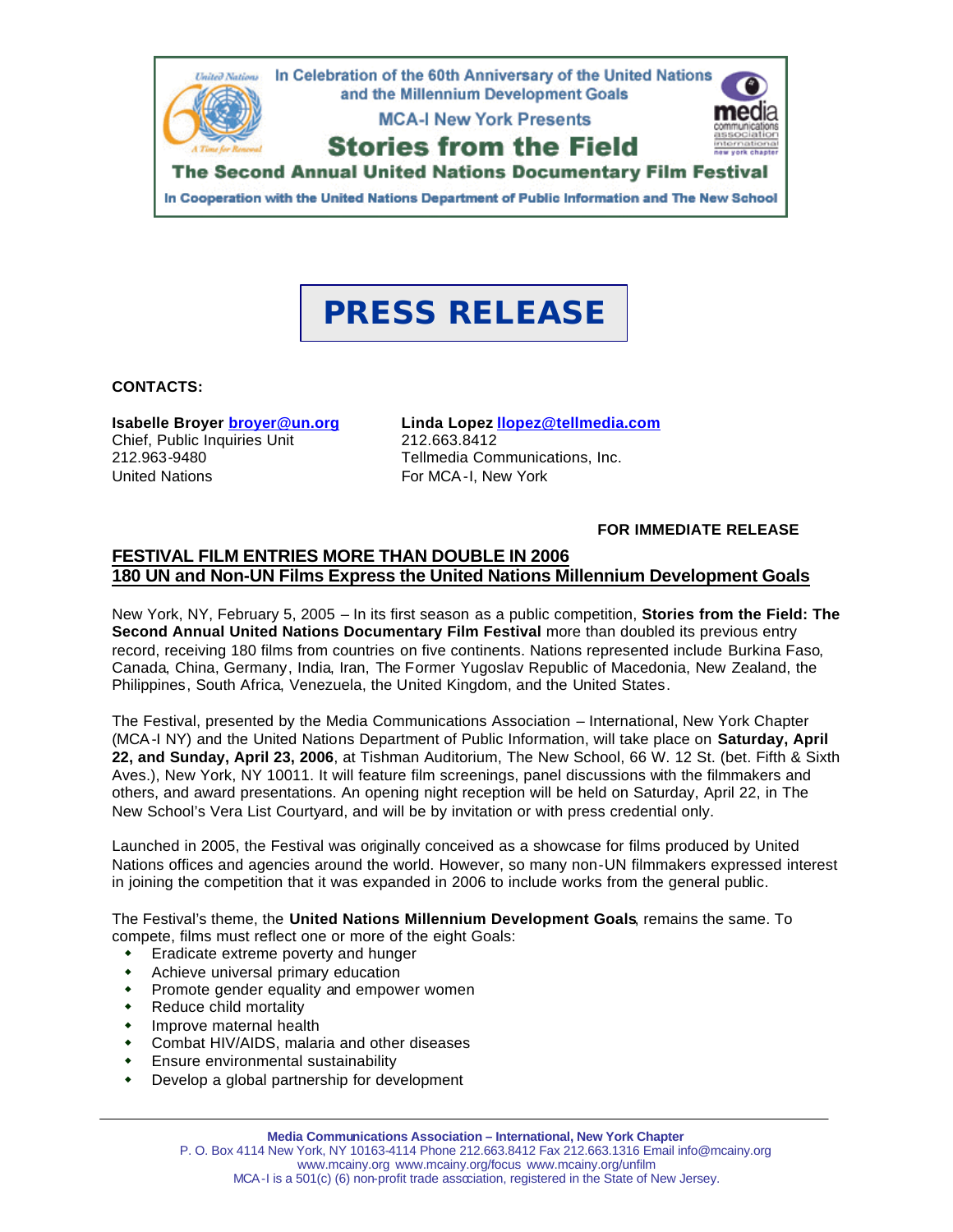In Celebration of the 60th Anniversary of the United Nations and the Millennium Development Goals

MCA-I New York Presents

**Stories from the Field**

**The Second Annual United Nations Documentary Film Festival**

In Cooperation with the United Nations Department of Public Information and The New School

# PRESS RELEASE

**CONTACTS:**

**Isabelle Broyer** broyer@un.org
Chief, Public Inquiries Unit
212.963-9480
United Nations

**Linda Lopez** llopez@tellmedia.com
212.663.8412
Tellmedia Communications, Inc.
For MCA-I, New York

**FOR IMMEDIATE RELEASE**

## FESTIVAL FILM ENTRIES MORE THAN DOUBLE IN 2006
## 180 UN and Non-UN Films Express the United Nations Millennium Development Goals

New York, NY, February 5, 2005 – In its first season as a public competition, **Stories from the Field: The Second Annual United Nations Documentary Film Festival** more than doubled its previous entry record, receiving 180 films from countries on five continents. Nations represented include Burkina Faso, Canada, China, Germany, India, Iran, The Former Yugoslav Republic of Macedonia, New Zealand, the Philippines, South Africa, Venezuela, the United Kingdom, and the United States.

The Festival, presented by the Media Communications Association – International, New York Chapter (MCA-I NY) and the United Nations Department of Public Information, will take place on **Saturday, April 22, and Sunday, April 23, 2006**, at Tishman Auditorium, The New School, 66 W. 12 St. (bet. Fifth & Sixth Aves.), New York, NY 10011. It will feature film screenings, panel discussions with the filmmakers and others, and award presentations. An opening night reception will be held on Saturday, April 22, in The New School's Vera List Courtyard, and will be by invitation or with press credential only.

Launched in 2005, the Festival was originally conceived as a showcase for films produced by United Nations offices and agencies around the world. However, so many non-UN filmmakers expressed interest in joining the competition that it was expanded in 2006 to include works from the general public.

The Festival's theme, the **United Nations Millennium Development Goals**, remains the same. To compete, films must reflect one or more of the eight Goals:

- Eradicate extreme poverty and hunger
- Achieve universal primary education
- Promote gender equality and empower women
- Reduce child mortality
- Improve maternal health
- Combat HIV/AIDS, malaria and other diseases
- Ensure environmental sustainability
- Develop a global partnership for development

**Media Communications Association – International, New York Chapter**
P. O. Box 4114 New York, NY 10163-4114 Phone 212.663.8412 Fax 212.663.1316 Email info@mcainy.org
www.mcainy.org www.mcainy.org/focus www.mcainy.org/unfilm
MCA-I is a 501(c) (6) non-profit trade association, registered in the State of New Jersey.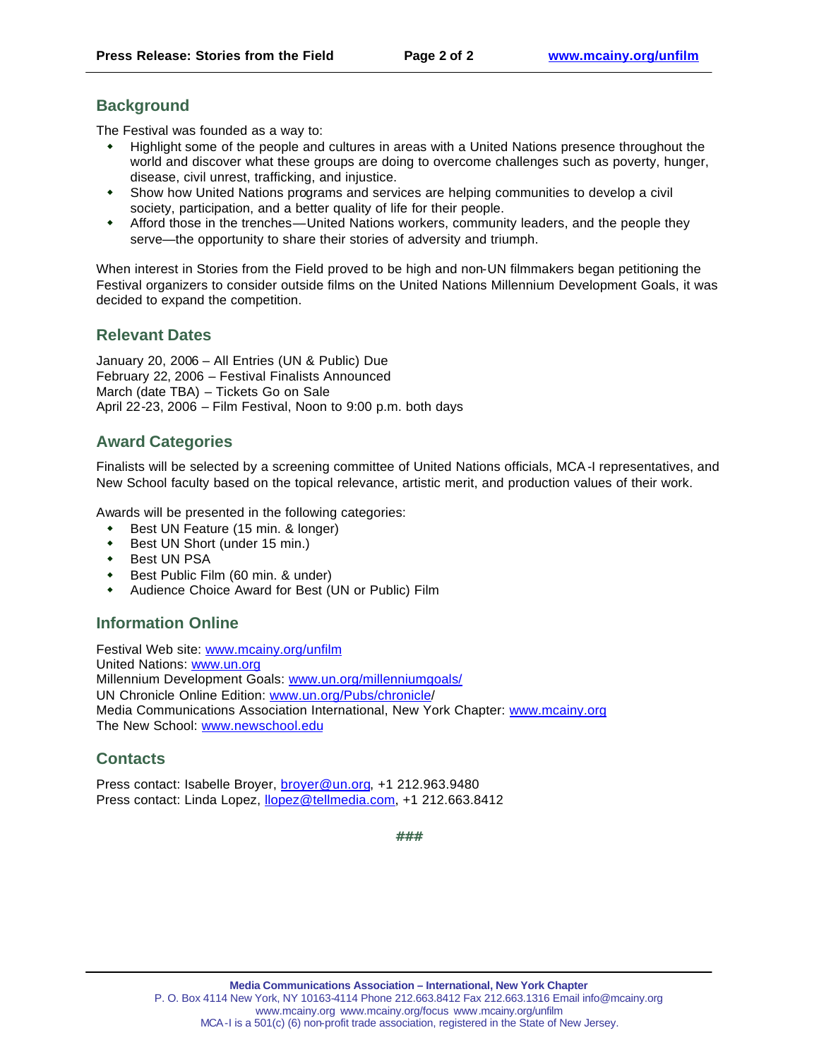## Background

The Festival was founded as a way to:

- Highlight some of the people and cultures in areas with a United Nations presence throughout the world and discover what these groups are doing to overcome challenges such as poverty, hunger, disease, civil unrest, trafficking, and injustice.
- Show how United Nations programs and services are helping communities to develop a civil society, participation, and a better quality of life for their people.
- Afford those in the trenches—United Nations workers, community leaders, and the people they serve—the opportunity to share their stories of adversity and triumph.

When interest in Stories from the Field proved to be high and non-UN filmmakers began petitioning the Festival organizers to consider outside films on the United Nations Millennium Development Goals, it was decided to expand the competition.

## Relevant Dates

January 20, 2006 – All Entries (UN & Public) Due
February 22, 2006 – Festival Finalists Announced
March (date TBA) – Tickets Go on Sale
April 22-23, 2006 – Film Festival, Noon to 9:00 p.m. both days

## Award Categories

Finalists will be selected by a screening committee of United Nations officials, MCA-I representatives, and New School faculty based on the topical relevance, artistic merit, and production values of their work.

Awards will be presented in the following categories:

- Best UN Feature (15 min. & longer)
- Best UN Short (under 15 min.)
- Best UN PSA
- Best Public Film (60 min. & under)
- Audience Choice Award for Best (UN or Public) Film

## Information Online

Festival Web site: www.mcainy.org/unfilm
United Nations: www.un.org
Millennium Development Goals: www.un.org/millenniumgoals/
UN Chronicle Online Edition: www.un.org/Pubs/chronicle/
Media Communications Association International, New York Chapter: www.mcainy.org
The New School: www.newschool.edu

## Contacts

Press contact: Isabelle Broyer, broyer@un.org, +1 212.963.9480
Press contact: Linda Lopez, llopez@tellmedia.com, +1 212.663.8412

###

**Media Communications Association – International, New York Chapter**
P. O. Box 4114 New York, NY 10163-4114 Phone 212.663.8412 Fax 212.663.1316 Email info@mcainy.org
www.mcainy.org www.mcainy.org/focus www.mcainy.org/unfilm
MCA-I is a 501(c) (6) non-profit trade association, registered in the State of New Jersey.